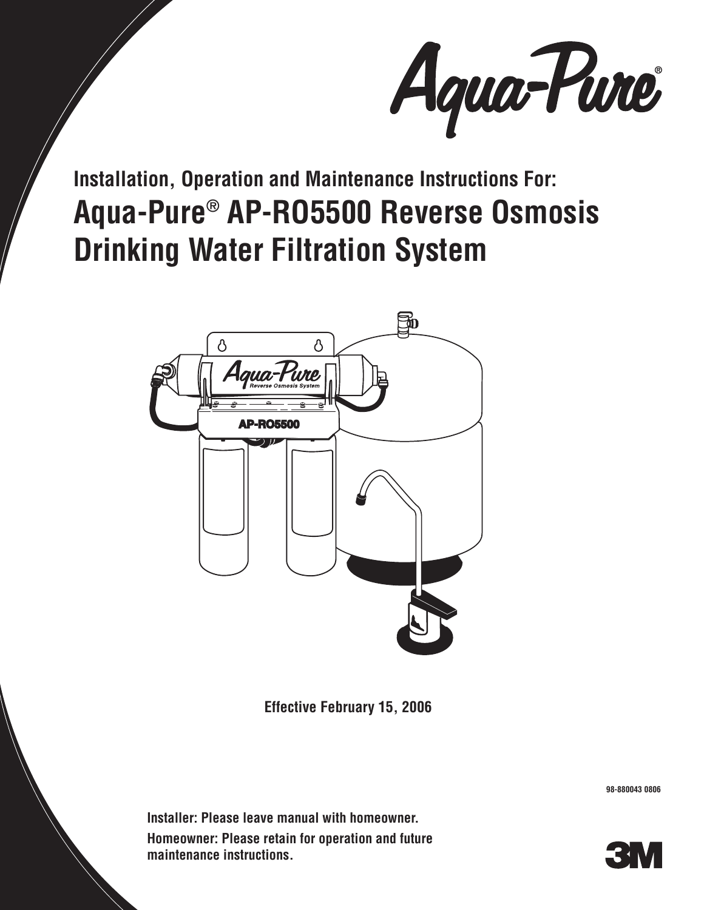Aqua-Pure®

**Installation, Operation and Maintenance Instructions For:**

# Aqua-Pure® AP-RO5500 Reverse Osmosis Drinking Water Filtration System

**Effective February 15, 2006**

98-880043 0806

**Installer: Please leave manual with homeowner.**

**Homeowner: Please retain for operation and future maintenance instructions.**

3M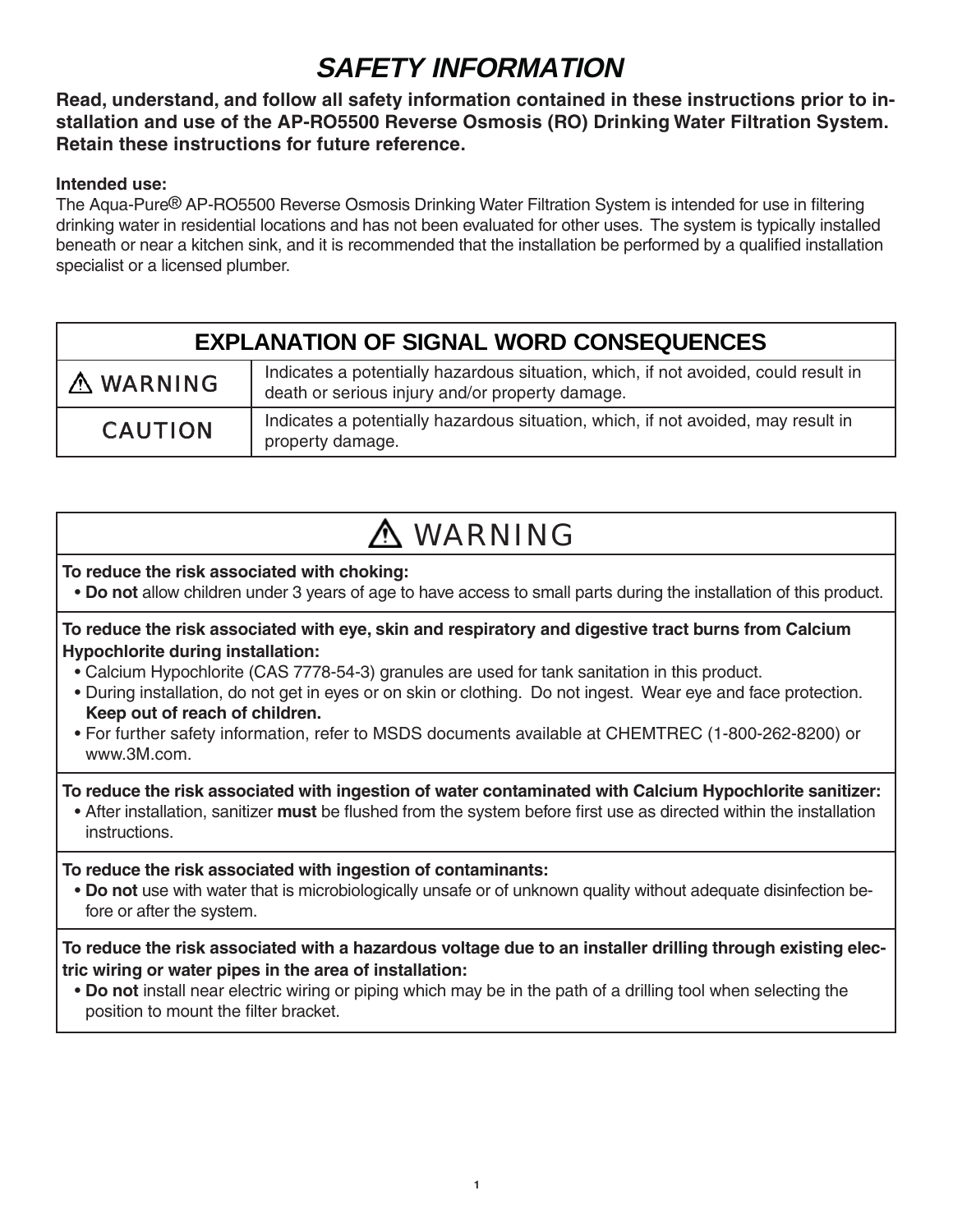# *SAFETY INFORMATION*

**Read, understand, and follow all safety information contained in these instructions prior to installation and use of the AP-RO5500 Reverse Osmosis (RO) Drinking Water Filtration System. Retain these instructions for future reference.**

**Intended use:**
The Aqua-Pure® AP-RO5500 Reverse Osmosis Drinking Water Filtration System is intended for use in filtering drinking water in residential locations and has not been evaluated for other uses. The system is typically installed beneath or near a kitchen sink, and it is recommended that the installation be performed by a qualified installation specialist or a licensed plumber.

| EXPLANATION OF SIGNAL WORD CONSEQUENCES | |
|---|---|
| ⚠ WARNING | Indicates a potentially hazardous situation, which, if not avoided, could result in death or serious injury and/or property damage. |
| CAUTION | Indicates a potentially hazardous situation, which, if not avoided, may result in property damage. |

## ⚠ WARNING

**To reduce the risk associated with choking:**
- **Do not** allow children under 3 years of age to have access to small parts during the installation of this product.

**To reduce the risk associated with eye, skin and respiratory and digestive tract burns from Calcium Hypochlorite during installation:**
- Calcium Hypochlorite (CAS 7778-54-3) granules are used for tank sanitation in this product.
- During installation, do not get in eyes or on skin or clothing. Do not ingest. Wear eye and face protection. **Keep out of reach of children.**
- For further safety information, refer to MSDS documents available at CHEMTREC (1-800-262-8200) or www.3M.com.

**To reduce the risk associated with ingestion of water contaminated with Calcium Hypochlorite sanitizer:**
- After installation, sanitizer **must** be flushed from the system before first use as directed within the installation instructions.

**To reduce the risk associated with ingestion of contaminants:**
- **Do not** use with water that is microbiologically unsafe or of unknown quality without adequate disinfection before or after the system.

**To reduce the risk associated with a hazardous voltage due to an installer drilling through existing electric wiring or water pipes in the area of installation:**
- **Do not** install near electric wiring or piping which may be in the path of a drilling tool when selecting the position to mount the filter bracket.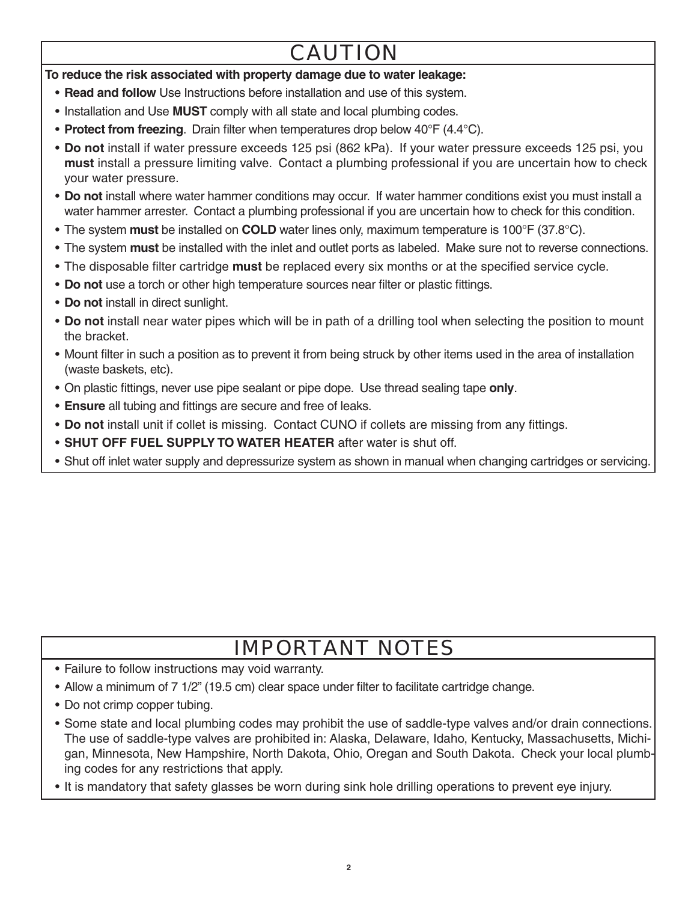# CAUTION

**To reduce the risk associated with property damage due to water leakage:**

- **Read and follow** Use Instructions before installation and use of this system.
- Installation and Use **MUST** comply with all state and local plumbing codes.
- **Protect from freezing**. Drain filter when temperatures drop below 40°F (4.4°C).
- **Do not** install if water pressure exceeds 125 psi (862 kPa). If your water pressure exceeds 125 psi, you **must** install a pressure limiting valve. Contact a plumbing professional if you are uncertain how to check your water pressure.
- **Do not** install where water hammer conditions may occur. If water hammer conditions exist you must install a water hammer arrester. Contact a plumbing professional if you are uncertain how to check for this condition.
- The system **must** be installed on **COLD** water lines only, maximum temperature is 100°F (37.8°C).
- The system **must** be installed with the inlet and outlet ports as labeled. Make sure not to reverse connections.
- The disposable filter cartridge **must** be replaced every six months or at the specified service cycle.
- **Do not** use a torch or other high temperature sources near filter or plastic fittings.
- **Do not** install in direct sunlight.
- **Do not** install near water pipes which will be in path of a drilling tool when selecting the position to mount the bracket.
- Mount filter in such a position as to prevent it from being struck by other items used in the area of installation (waste baskets, etc).
- On plastic fittings, never use pipe sealant or pipe dope. Use thread sealing tape **only**.
- **Ensure** all tubing and fittings are secure and free of leaks.
- **Do not** install unit if collet is missing. Contact CUNO if collets are missing from any fittings.
- **SHUT OFF FUEL SUPPLY TO WATER HEATER** after water is shut off.
- Shut off inlet water supply and depressurize system as shown in manual when changing cartridges or servicing.

# IMPORTANT NOTES

- Failure to follow instructions may void warranty.
- Allow a minimum of 7 1/2" (19.5 cm) clear space under filter to facilitate cartridge change.
- Do not crimp copper tubing.
- Some state and local plumbing codes may prohibit the use of saddle-type valves and/or drain connections. The use of saddle-type valves are prohibited in: Alaska, Delaware, Idaho, Kentucky, Massachusetts, Michigan, Minnesota, New Hampshire, North Dakota, Ohio, Oregan and South Dakota. Check your local plumbing codes for any restrictions that apply.
- It is mandatory that safety glasses be worn during sink hole drilling operations to prevent eye injury.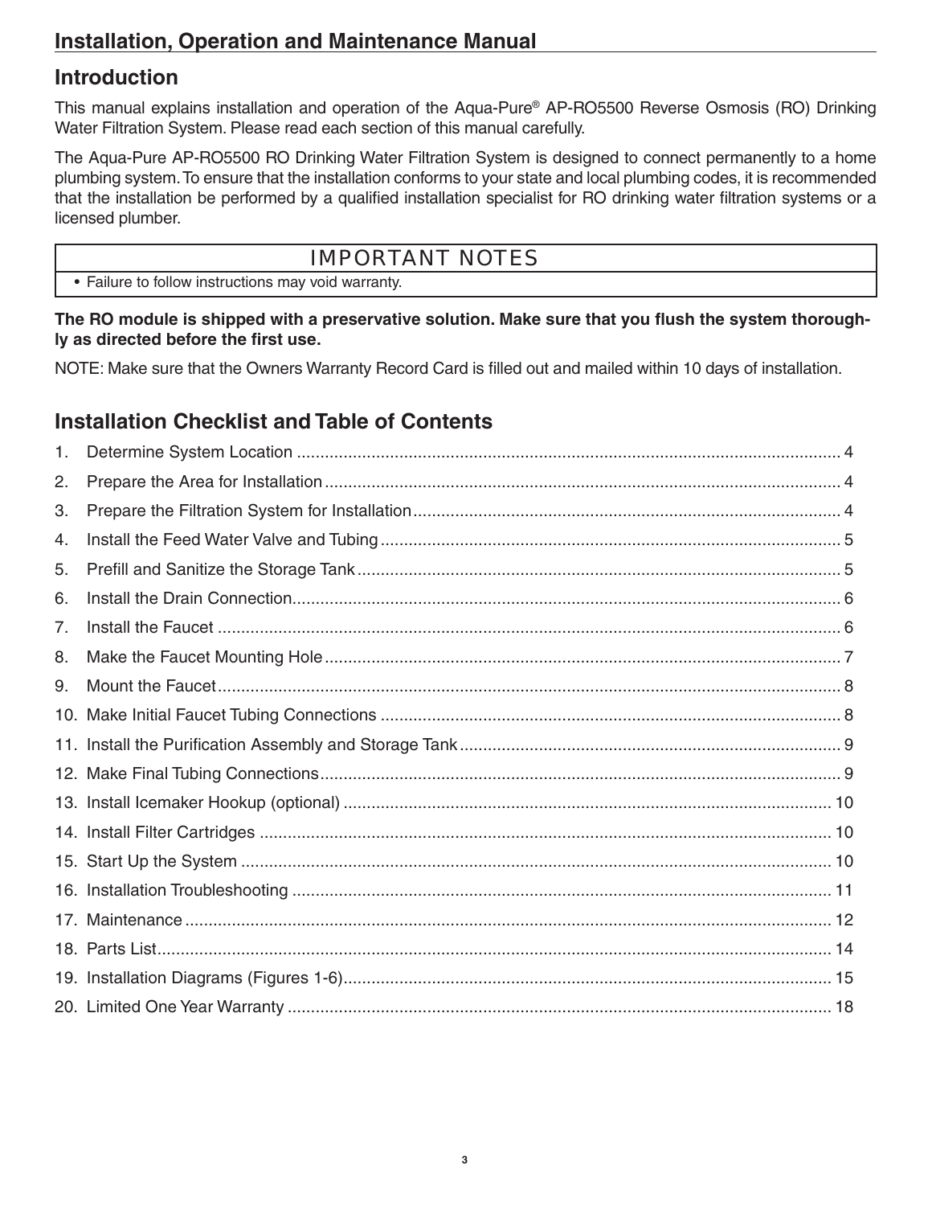## Installation, Operation and Maintenance Manual

## Introduction

This manual explains installation and operation of the Aqua-Pure® AP-RO5500 Reverse Osmosis (RO) Drinking Water Filtration System. Please read each section of this manual carefully.

The Aqua-Pure AP-RO5500 RO Drinking Water Filtration System is designed to connect permanently to a home plumbing system. To ensure that the installation conforms to your state and local plumbing codes, it is recommended that the installation be performed by a qualified installation specialist for RO drinking water filtration systems or a licensed plumber.

| IMPORTANT NOTES |
|---|
| • Failure to follow instructions may void warranty. |

**The RO module is shipped with a preservative solution. Make sure that you flush the system thoroughly as directed before the first use.**

NOTE: Make sure that the Owners Warranty Record Card is filled out and mailed within 10 days of installation.

## Installation Checklist and Table of Contents

1. Determine System Location .......... 4
2. Prepare the Area for Installation .......... 4
3. Prepare the Filtration System for Installation .......... 4
4. Install the Feed Water Valve and Tubing .......... 5
5. Prefill and Sanitize the Storage Tank .......... 5
6. Install the Drain Connection .......... 6
7. Install the Faucet .......... 6
8. Make the Faucet Mounting Hole .......... 7
9. Mount the Faucet .......... 8
10. Make Initial Faucet Tubing Connections .......... 8
11. Install the Purification Assembly and Storage Tank .......... 9
12. Make Final Tubing Connections .......... 9
13. Install Icemaker Hookup (optional) .......... 10
14. Install Filter Cartridges .......... 10
15. Start Up the System .......... 10
16. Installation Troubleshooting .......... 11
17. Maintenance .......... 12
18. Parts List .......... 14
19. Installation Diagrams (Figures 1-6) .......... 15
20. Limited One Year Warranty .......... 18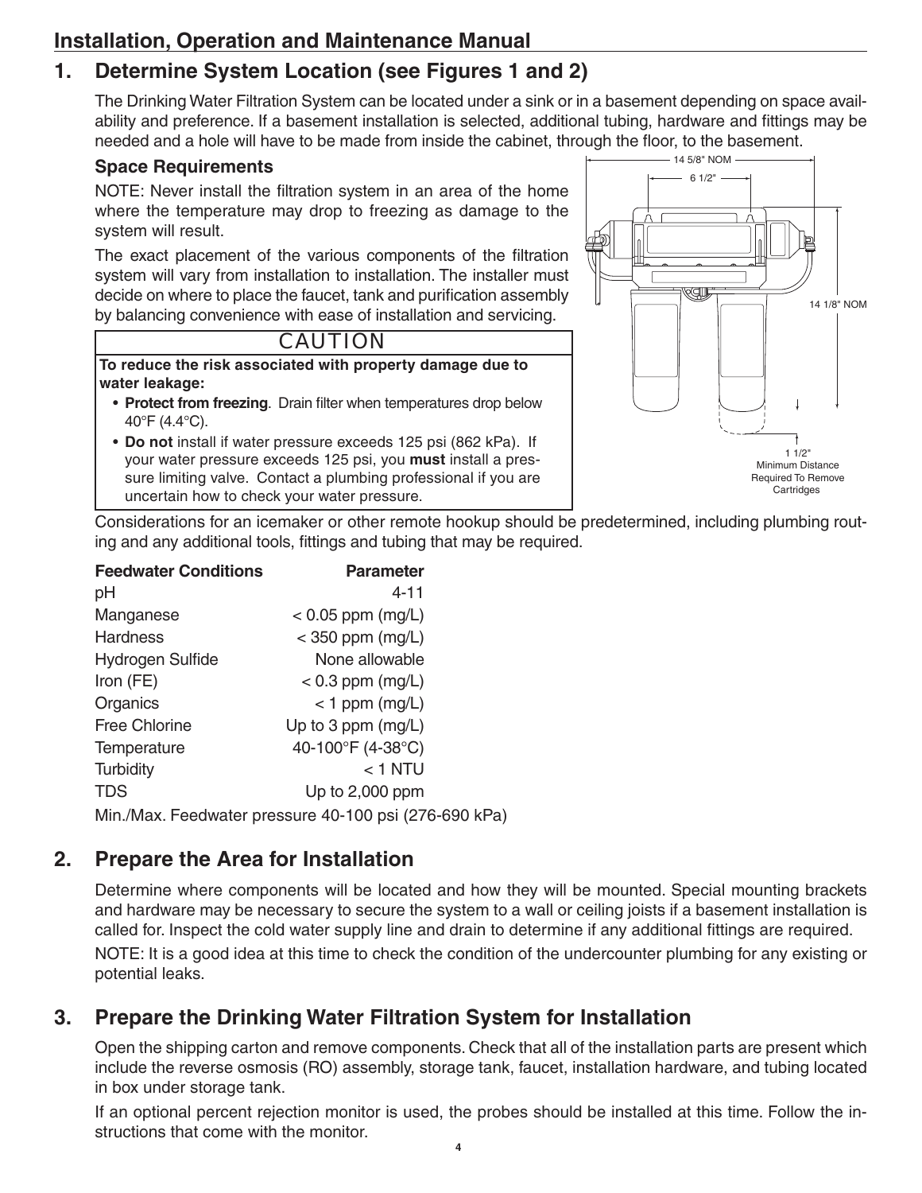## Installation, Operation and Maintenance Manual

## 1. Determine System Location (see Figures 1 and 2)

The Drinking Water Filtration System can be located under a sink or in a basement depending on space availability and preference. If a basement installation is selected, additional tubing, hardware and fittings may be needed and a hole will have to be made from inside the cabinet, through the floor, to the basement.

### Space Requirements

NOTE: Never install the filtration system in an area of the home where the temperature may drop to freezing as damage to the system will result.

The exact placement of the various components of the filtration system will vary from installation to installation. The installer must decide on where to place the faucet, tank and purification assembly by balancing convenience with ease of installation and servicing.

14 5/8" NOM

6 1/2"

14 1/8" NOM

1 1/2" Minimum Distance Required To Remove Cartridges

> **CAUTION**
>
> **To reduce the risk associated with property damage due to water leakage:**
>
> - **Protect from freezing**. Drain filter when temperatures drop below 40°F (4.4°C).
> - **Do not** install if water pressure exceeds 125 psi (862 kPa). If your water pressure exceeds 125 psi, you **must** install a pressure limiting valve. Contact a plumbing professional if you are uncertain how to check your water pressure.

Considerations for an icemaker or other remote hookup should be predetermined, including plumbing routing and any additional tools, fittings and tubing that may be required.

| Feedwater Conditions | Parameter |
|---|---|
| pH | 4-11 |
| Manganese | < 0.05 ppm (mg/L) |
| Hardness | < 350 ppm (mg/L) |
| Hydrogen Sulfide | None allowable |
| Iron (FE) | < 0.3 ppm (mg/L) |
| Organics | < 1 ppm (mg/L) |
| Free Chlorine | Up to 3 ppm (mg/L) |
| Temperature | 40-100°F (4-38°C) |
| Turbidity | < 1 NTU |
| TDS | Up to 2,000 ppm |

Min./Max. Feedwater pressure 40-100 psi (276-690 kPa)

## 2. Prepare the Area for Installation

Determine where components will be located and how they will be mounted. Special mounting brackets and hardware may be necessary to secure the system to a wall or ceiling joists if a basement installation is called for. Inspect the cold water supply line and drain to determine if any additional fittings are required.

NOTE: It is a good idea at this time to check the condition of the undercounter plumbing for any existing or potential leaks.

## 3. Prepare the Drinking Water Filtration System for Installation

Open the shipping carton and remove components. Check that all of the installation parts are present which include the reverse osmosis (RO) assembly, storage tank, faucet, installation hardware, and tubing located in box under storage tank.

If an optional percent rejection monitor is used, the probes should be installed at this time. Follow the instructions that come with the monitor.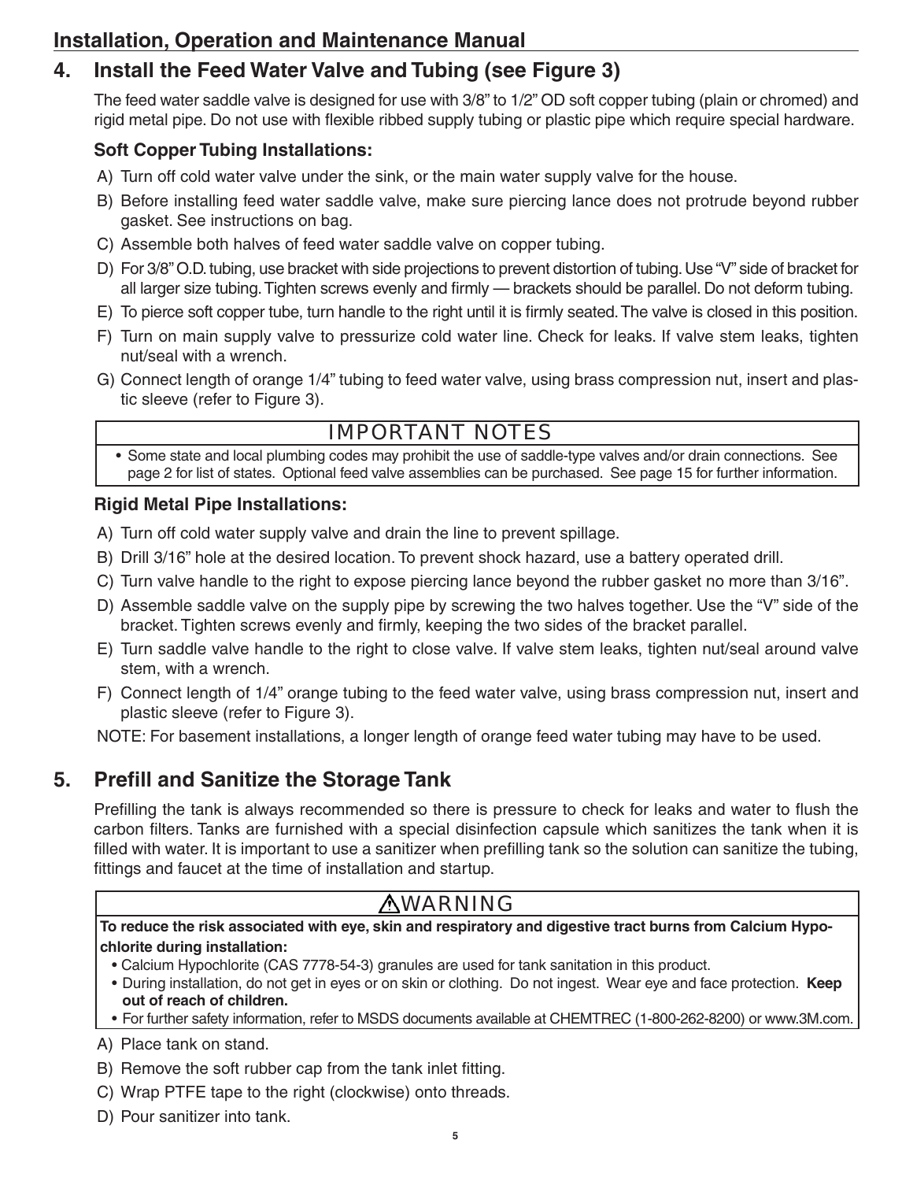## 4. Install the Feed Water Valve and Tubing (see Figure 3)

The feed water saddle valve is designed for use with 3/8" to 1/2" OD soft copper tubing (plain or chromed) and rigid metal pipe. Do not use with flexible ribbed supply tubing or plastic pipe which require special hardware.

### Soft Copper Tubing Installations:

A) Turn off cold water valve under the sink, or the main water supply valve for the house.

B) Before installing feed water saddle valve, make sure piercing lance does not protrude beyond rubber gasket. See instructions on bag.

C) Assemble both halves of feed water saddle valve on copper tubing.

D) For 3/8" O.D. tubing, use bracket with side projections to prevent distortion of tubing. Use "V" side of bracket for all larger size tubing. Tighten screws evenly and firmly — brackets should be parallel. Do not deform tubing.

E) To pierce soft copper tube, turn handle to the right until it is firmly seated. The valve is closed in this position.

F) Turn on main supply valve to pressurize cold water line. Check for leaks. If valve stem leaks, tighten nut/seal with a wrench.

G) Connect length of orange 1/4" tubing to feed water valve, using brass compression nut, insert and plastic sleeve (refer to Figure 3).

**IMPORTANT NOTES**

- Some state and local plumbing codes may prohibit the use of saddle-type valves and/or drain connections. See page 2 for list of states. Optional feed valve assemblies can be purchased. See page 15 for further information.

### Rigid Metal Pipe Installations:

A) Turn off cold water supply valve and drain the line to prevent spillage.

B) Drill 3/16" hole at the desired location. To prevent shock hazard, use a battery operated drill.

C) Turn valve handle to the right to expose piercing lance beyond the rubber gasket no more than 3/16".

D) Assemble saddle valve on the supply pipe by screwing the two halves together. Use the "V" side of the bracket. Tighten screws evenly and firmly, keeping the two sides of the bracket parallel.

E) Turn saddle valve handle to the right to close valve. If valve stem leaks, tighten nut/seal around valve stem, with a wrench.

F) Connect length of 1/4" orange tubing to the feed water valve, using brass compression nut, insert and plastic sleeve (refer to Figure 3).

NOTE: For basement installations, a longer length of orange feed water tubing may have to be used.

## 5. Prefill and Sanitize the Storage Tank

Prefilling the tank is always recommended so there is pressure to check for leaks and water to flush the carbon filters. Tanks are furnished with a special disinfection capsule which sanitizes the tank when it is filled with water. It is important to use a sanitizer when prefilling tank so the solution can sanitize the tubing, fittings and faucet at the time of installation and startup.

**⚠WARNING**

**To reduce the risk associated with eye, skin and respiratory and digestive tract burns from Calcium Hypochlorite during installation:**

- Calcium Hypochlorite (CAS 7778-54-3) granules are used for tank sanitation in this product.
- During installation, do not get in eyes or on skin or clothing. Do not ingest. Wear eye and face protection. **Keep out of reach of children.**
- For further safety information, refer to MSDS documents available at CHEMTREC (1-800-262-8200) or www.3M.com.

A) Place tank on stand.

B) Remove the soft rubber cap from the tank inlet fitting.

C) Wrap PTFE tape to the right (clockwise) onto threads.

D) Pour sanitizer into tank.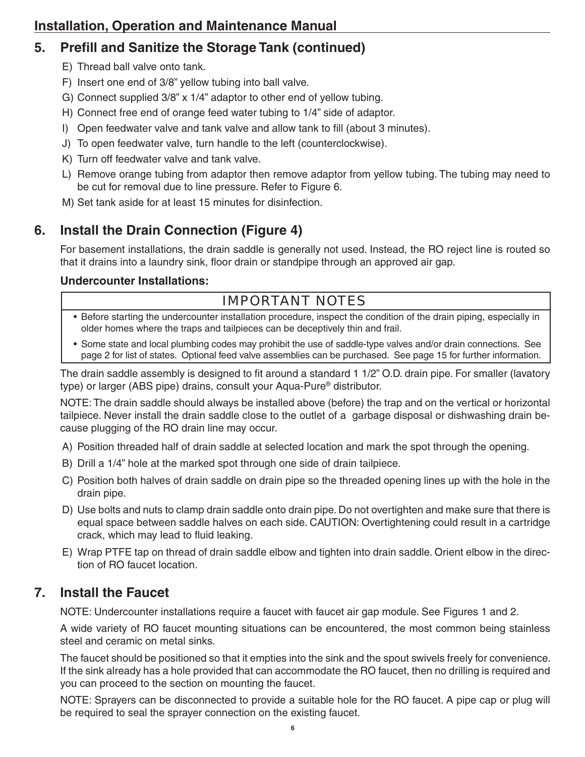## 5. Prefill and Sanitize the Storage Tank (continued)

E) Thread ball valve onto tank.

F) Insert one end of 3/8" yellow tubing into ball valve.

G) Connect supplied 3/8" x 1/4" adaptor to other end of yellow tubing.

H) Connect free end of orange feed water tubing to 1/4" side of adaptor.

I) Open feedwater valve and tank valve and allow tank to fill (about 3 minutes).

J) To open feedwater valve, turn handle to the left (counterclockwise).

K) Turn off feedwater valve and tank valve.

L) Remove orange tubing from adaptor then remove adaptor from yellow tubing. The tubing may need to be cut for removal due to line pressure. Refer to Figure 6.

M) Set tank aside for at least 15 minutes for disinfection.

## 6. Install the Drain Connection (Figure 4)

For basement installations, the drain saddle is generally not used. Instead, the RO reject line is routed so that it drains into a laundry sink, floor drain or standpipe through an approved air gap.

### Undercounter Installations:

**IMPORTANT NOTES**

- Before starting the undercounter installation procedure, inspect the condition of the drain piping, especially in older homes where the traps and tailpieces can be deceptively thin and frail.
- Some state and local plumbing codes may prohibit the use of saddle-type valves and/or drain connections. See page 2 for list of states. Optional feed valve assemblies can be purchased. See page 15 for further information.

The drain saddle assembly is designed to fit around a standard 1 1/2" O.D. drain pipe. For smaller (lavatory type) or larger (ABS pipe) drains, consult your Aqua-Pure® distributor.

NOTE: The drain saddle should always be installed above (before) the trap and on the vertical or horizontal tailpiece. Never install the drain saddle close to the outlet of a garbage disposal or dishwashing drain because plugging of the RO drain line may occur.

A) Position threaded half of drain saddle at selected location and mark the spot through the opening.

B) Drill a 1/4" hole at the marked spot through one side of drain tailpiece.

C) Position both halves of drain saddle on drain pipe so the threaded opening lines up with the hole in the drain pipe.

D) Use bolts and nuts to clamp drain saddle onto drain pipe. Do not overtighten and make sure that there is equal space between saddle halves on each side. CAUTION: Overtightening could result in a cartridge crack, which may lead to fluid leaking.

E) Wrap PTFE tap on thread of drain saddle elbow and tighten into drain saddle. Orient elbow in the direction of RO faucet location.

## 7. Install the Faucet

NOTE: Undercounter installations require a faucet with faucet air gap module. See Figures 1 and 2.

A wide variety of RO faucet mounting situations can be encountered, the most common being stainless steel and ceramic on metal sinks.

The faucet should be positioned so that it empties into the sink and the spout swivels freely for convenience. If the sink already has a hole provided that can accommodate the RO faucet, then no drilling is required and you can proceed to the section on mounting the faucet.

NOTE: Sprayers can be disconnected to provide a suitable hole for the RO faucet. A pipe cap or plug will be required to seal the sprayer connection on the existing faucet.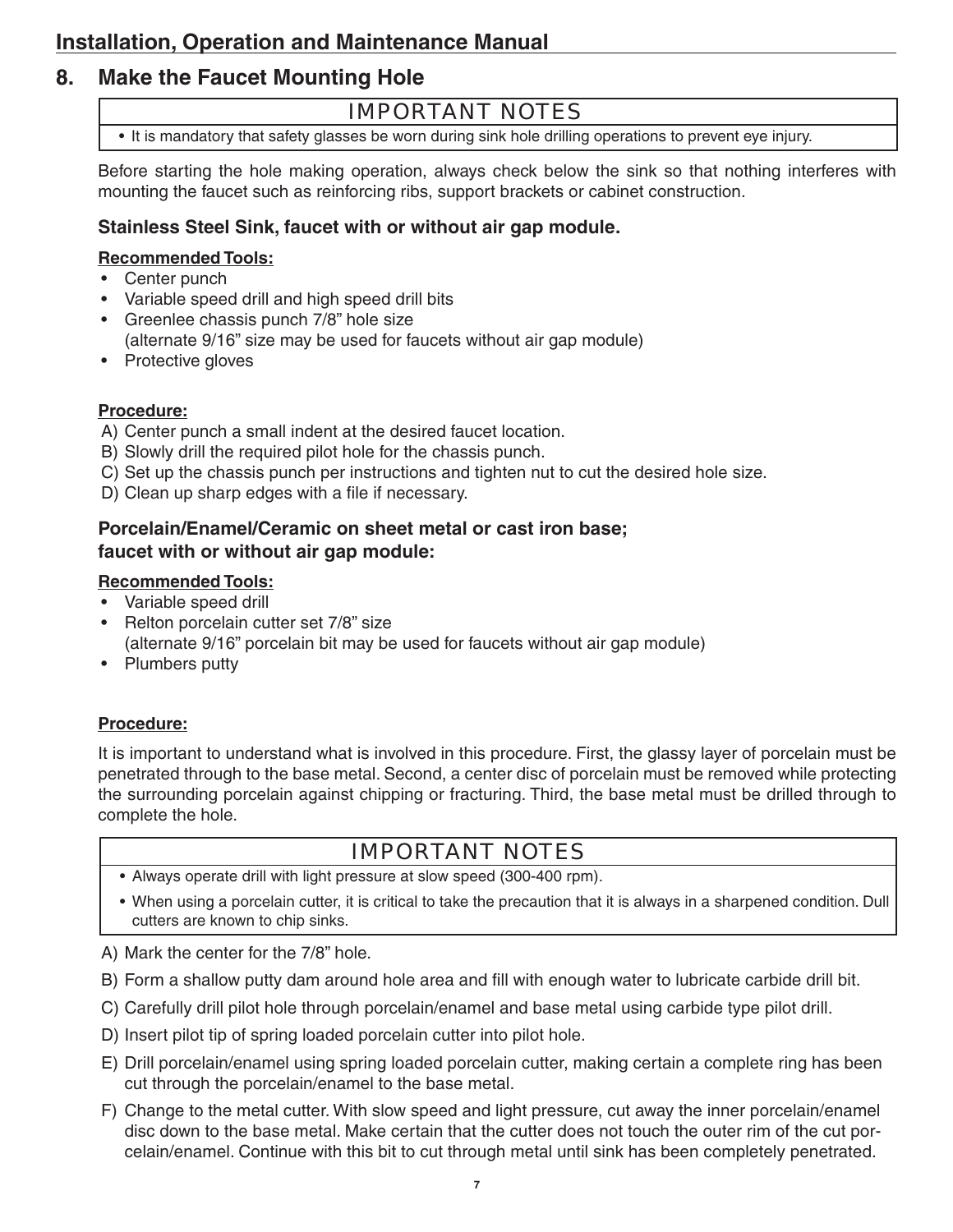## 8. Make the Faucet Mounting Hole

| IMPORTANT NOTES |
| --- |
| • It is mandatory that safety glasses be worn during sink hole drilling operations to prevent eye injury. |

Before starting the hole making operation, always check below the sink so that nothing interferes with mounting the faucet such as reinforcing ribs, support brackets or cabinet construction.

### Stainless Steel Sink, faucet with or without air gap module.

**Recommended Tools:**

- Center punch
- Variable speed drill and high speed drill bits
- Greenlee chassis punch 7/8" hole size
  (alternate 9/16" size may be used for faucets without air gap module)
- Protective gloves

**Procedure:**

A) Center punch a small indent at the desired faucet location.
B) Slowly drill the required pilot hole for the chassis punch.
C) Set up the chassis punch per instructions and tighten nut to cut the desired hole size.
D) Clean up sharp edges with a file if necessary.

### Porcelain/Enamel/Ceramic on sheet metal or cast iron base; faucet with or without air gap module:

**Recommended Tools:**

- Variable speed drill
- Relton porcelain cutter set 7/8" size
  (alternate 9/16" porcelain bit may be used for faucets without air gap module)
- Plumbers putty

**Procedure:**

It is important to understand what is involved in this procedure. First, the glassy layer of porcelain must be penetrated through to the base metal. Second, a center disc of porcelain must be removed while protecting the surrounding porcelain against chipping or fracturing. Third, the base metal must be drilled through to complete the hole.

| IMPORTANT NOTES |
| --- |
| • Always operate drill with light pressure at slow speed (300-400 rpm). |
| • When using a porcelain cutter, it is critical to take the precaution that it is always in a sharpened condition. Dull cutters are known to chip sinks. |

A) Mark the center for the 7/8" hole.

B) Form a shallow putty dam around hole area and fill with enough water to lubricate carbide drill bit.

C) Carefully drill pilot hole through porcelain/enamel and base metal using carbide type pilot drill.

D) Insert pilot tip of spring loaded porcelain cutter into pilot hole.

E) Drill porcelain/enamel using spring loaded porcelain cutter, making certain a complete ring has been cut through the porcelain/enamel to the base metal.

F) Change to the metal cutter. With slow speed and light pressure, cut away the inner porcelain/enamel disc down to the base metal. Make certain that the cutter does not touch the outer rim of the cut porcelain/enamel. Continue with this bit to cut through metal until sink has been completely penetrated.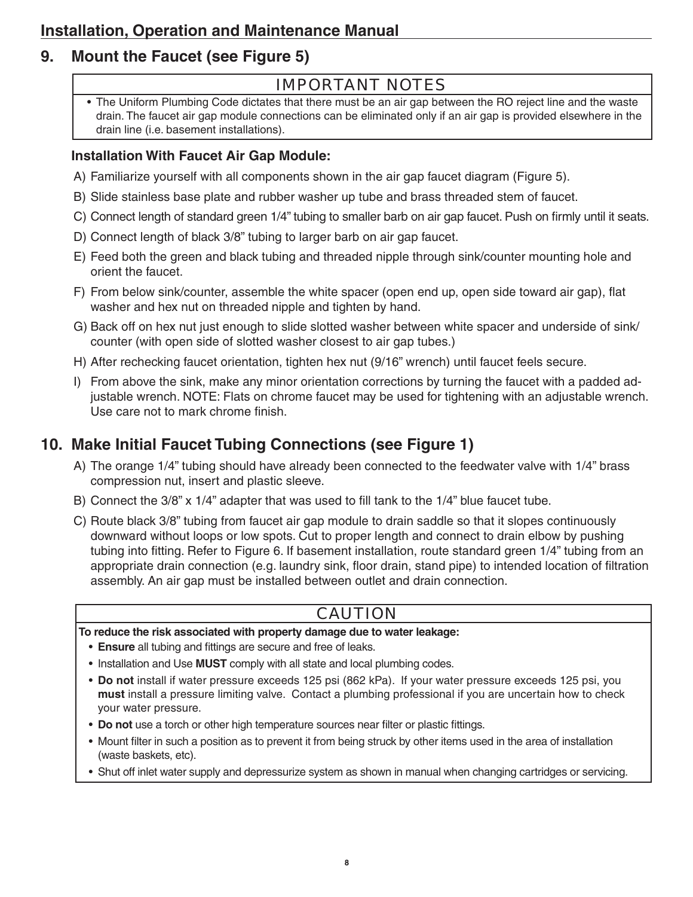## 9. Mount the Faucet (see Figure 5)

**IMPORTANT NOTES**

- The Uniform Plumbing Code dictates that there must be an air gap between the RO reject line and the waste drain. The faucet air gap module connections can be eliminated only if an air gap is provided elsewhere in the drain line (i.e. basement installations).

### Installation With Faucet Air Gap Module:

A) Familiarize yourself with all components shown in the air gap faucet diagram (Figure 5).

B) Slide stainless base plate and rubber washer up tube and brass threaded stem of faucet.

C) Connect length of standard green 1/4" tubing to smaller barb on air gap faucet. Push on firmly until it seats.

D) Connect length of black 3/8" tubing to larger barb on air gap faucet.

E) Feed both the green and black tubing and threaded nipple through sink/counter mounting hole and orient the faucet.

F) From below sink/counter, assemble the white spacer (open end up, open side toward air gap), flat washer and hex nut on threaded nipple and tighten by hand.

G) Back off on hex nut just enough to slide slotted washer between white spacer and underside of sink/counter (with open side of slotted washer closest to air gap tubes.)

H) After rechecking faucet orientation, tighten hex nut (9/16" wrench) until faucet feels secure.

I) From above the sink, make any minor orientation corrections by turning the faucet with a padded adjustable wrench. NOTE: Flats on chrome faucet may be used for tightening with an adjustable wrench. Use care not to mark chrome finish.

## 10. Make Initial Faucet Tubing Connections (see Figure 1)

A) The orange 1/4" tubing should have already been connected to the feedwater valve with 1/4" brass compression nut, insert and plastic sleeve.

B) Connect the 3/8" x 1/4" adapter that was used to fill tank to the 1/4" blue faucet tube.

C) Route black 3/8" tubing from faucet air gap module to drain saddle so that it slopes continuously downward without loops or low spots. Cut to proper length and connect to drain elbow by pushing tubing into fitting. Refer to Figure 6. If basement installation, route standard green 1/4" tubing from an appropriate drain connection (e.g. laundry sink, floor drain, stand pipe) to intended location of filtration assembly. An air gap must be installed between outlet and drain connection.

**CAUTION**

**To reduce the risk associated with property damage due to water leakage:**

- **Ensure** all tubing and fittings are secure and free of leaks.
- Installation and Use **MUST** comply with all state and local plumbing codes.
- **Do not** install if water pressure exceeds 125 psi (862 kPa). If your water pressure exceeds 125 psi, you **must** install a pressure limiting valve. Contact a plumbing professional if you are uncertain how to check your water pressure.
- **Do not** use a torch or other high temperature sources near filter or plastic fittings.
- Mount filter in such a position as to prevent it from being struck by other items used in the area of installation (waste baskets, etc).
- Shut off inlet water supply and depressurize system as shown in manual when changing cartridges or servicing.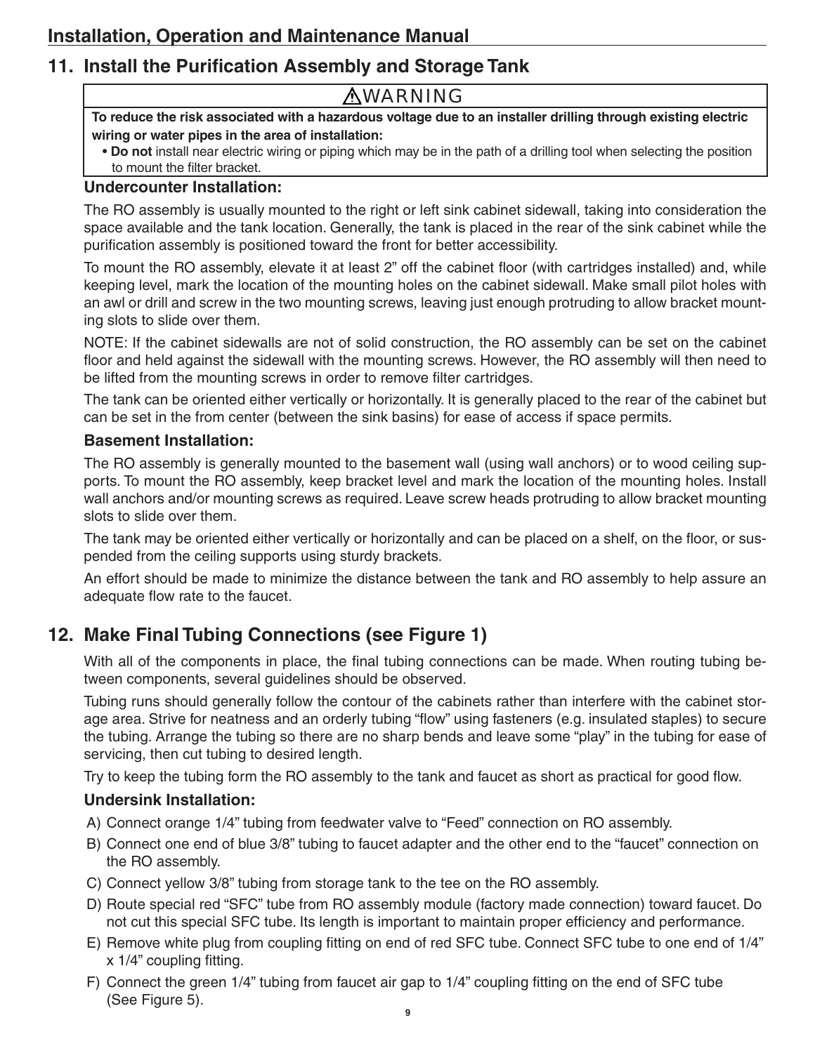## 11. Install the Purification Assembly and Storage Tank

**⚠WARNING**

**To reduce the risk associated with a hazardous voltage due to an installer drilling through existing electric wiring or water pipes in the area of installation:**

- **Do not** install near electric wiring or piping which may be in the path of a drilling tool when selecting the position to mount the filter bracket.

### Undercounter Installation:

The RO assembly is usually mounted to the right or left sink cabinet sidewall, taking into consideration the space available and the tank location. Generally, the tank is placed in the rear of the sink cabinet while the purification assembly is positioned toward the front for better accessibility.

To mount the RO assembly, elevate it at least 2" off the cabinet floor (with cartridges installed) and, while keeping level, mark the location of the mounting holes on the cabinet sidewall. Make small pilot holes with an awl or drill and screw in the two mounting screws, leaving just enough protruding to allow bracket mounting slots to slide over them.

NOTE: If the cabinet sidewalls are not of solid construction, the RO assembly can be set on the cabinet floor and held against the sidewall with the mounting screws. However, the RO assembly will then need to be lifted from the mounting screws in order to remove filter cartridges.

The tank can be oriented either vertically or horizontally. It is generally placed to the rear of the cabinet but can be set in the from center (between the sink basins) for ease of access if space permits.

### Basement Installation:

The RO assembly is generally mounted to the basement wall (using wall anchors) or to wood ceiling supports. To mount the RO assembly, keep bracket level and mark the location of the mounting holes. Install wall anchors and/or mounting screws as required. Leave screw heads protruding to allow bracket mounting slots to slide over them.

The tank may be oriented either vertically or horizontally and can be placed on a shelf, on the floor, or suspended from the ceiling supports using sturdy brackets.

An effort should be made to minimize the distance between the tank and RO assembly to help assure an adequate flow rate to the faucet.

## 12. Make Final Tubing Connections (see Figure 1)

With all of the components in place, the final tubing connections can be made. When routing tubing between components, several guidelines should be observed.

Tubing runs should generally follow the contour of the cabinets rather than interfere with the cabinet storage area. Strive for neatness and an orderly tubing "flow" using fasteners (e.g. insulated staples) to secure the tubing. Arrange the tubing so there are no sharp bends and leave some "play" in the tubing for ease of servicing, then cut tubing to desired length.

Try to keep the tubing form the RO assembly to the tank and faucet as short as practical for good flow.

### Undersink Installation:

A) Connect orange 1/4" tubing from feedwater valve to "Feed" connection on RO assembly.

B) Connect one end of blue 3/8" tubing to faucet adapter and the other end to the "faucet" connection on the RO assembly.

C) Connect yellow 3/8" tubing from storage tank to the tee on the RO assembly.

D) Route special red "SFC" tube from RO assembly module (factory made connection) toward faucet. Do not cut this special SFC tube. Its length is important to maintain proper efficiency and performance.

E) Remove white plug from coupling fitting on end of red SFC tube. Connect SFC tube to one end of 1/4" x 1/4" coupling fitting.

F) Connect the green 1/4" tubing from faucet air gap to 1/4" coupling fitting on the end of SFC tube (See Figure 5).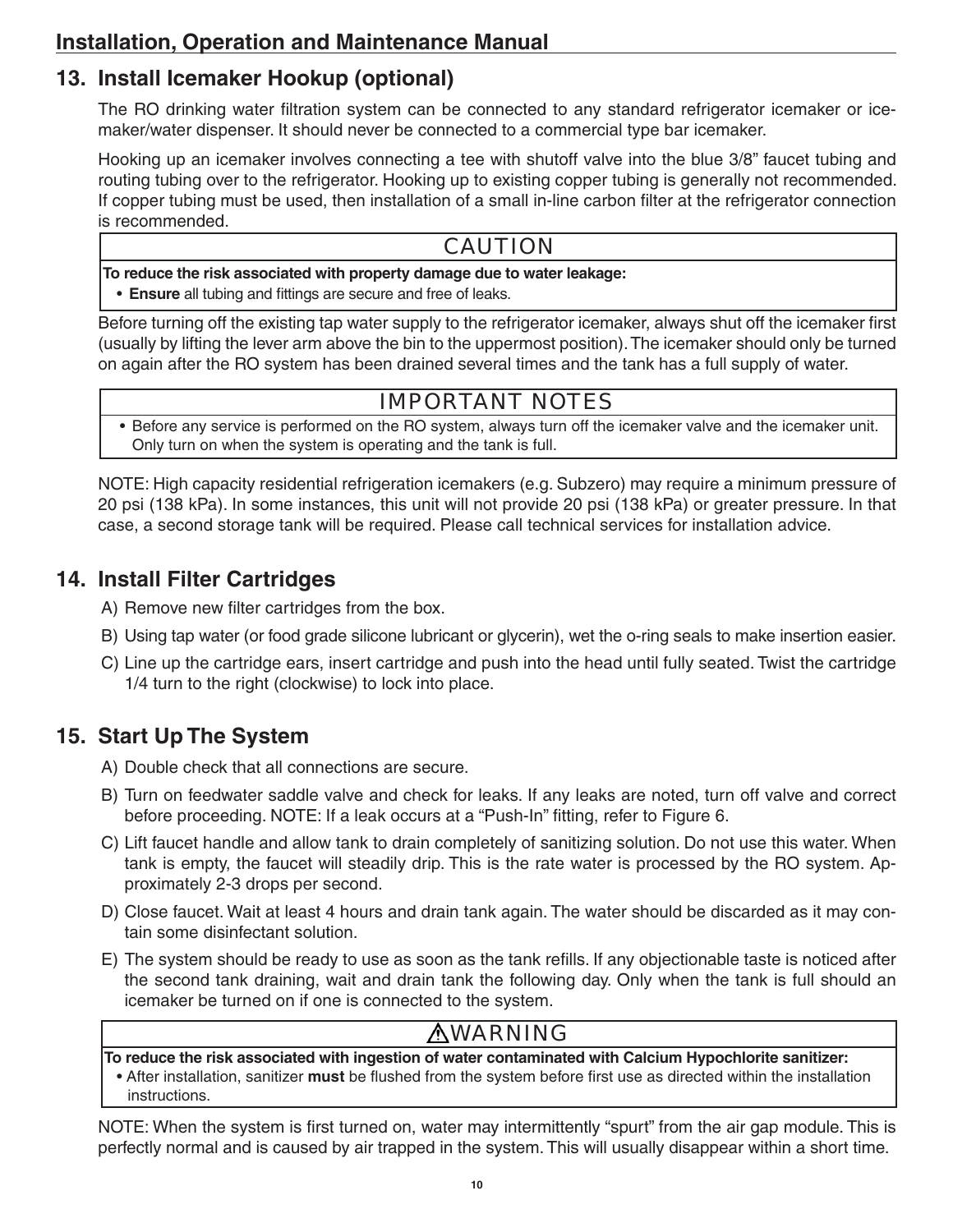## 13. Install Icemaker Hookup (optional)

The RO drinking water filtration system can be connected to any standard refrigerator icemaker or icemaker/water dispenser. It should never be connected to a commercial type bar icemaker.

Hooking up an icemaker involves connecting a tee with shutoff valve into the blue 3/8" faucet tubing and routing tubing over to the refrigerator. Hooking up to existing copper tubing is generally not recommended. If copper tubing must be used, then installation of a small in-line carbon filter at the refrigerator connection is recommended.

| CAUTION |
|---|
| **To reduce the risk associated with property damage due to water leakage:**<br>• **Ensure** all tubing and fittings are secure and free of leaks. |

Before turning off the existing tap water supply to the refrigerator icemaker, always shut off the icemaker first (usually by lifting the lever arm above the bin to the uppermost position). The icemaker should only be turned on again after the RO system has been drained several times and the tank has a full supply of water.

| IMPORTANT NOTES |
|---|
| • Before any service is performed on the RO system, always turn off the icemaker valve and the icemaker unit. Only turn on when the system is operating and the tank is full. |

NOTE: High capacity residential refrigeration icemakers (e.g. Subzero) may require a minimum pressure of 20 psi (138 kPa). In some instances, this unit will not provide 20 psi (138 kPa) or greater pressure. In that case, a second storage tank will be required. Please call technical services for installation advice.

## 14. Install Filter Cartridges

A) Remove new filter cartridges from the box.

B) Using tap water (or food grade silicone lubricant or glycerin), wet the o-ring seals to make insertion easier.

C) Line up the cartridge ears, insert cartridge and push into the head until fully seated. Twist the cartridge 1/4 turn to the right (clockwise) to lock into place.

## 15. Start Up The System

A) Double check that all connections are secure.

B) Turn on feedwater saddle valve and check for leaks. If any leaks are noted, turn off valve and correct before proceeding. NOTE: If a leak occurs at a "Push-In" fitting, refer to Figure 6.

C) Lift faucet handle and allow tank to drain completely of sanitizing solution. Do not use this water. When tank is empty, the faucet will steadily drip. This is the rate water is processed by the RO system. Approximately 2-3 drops per second.

D) Close faucet. Wait at least 4 hours and drain tank again. The water should be discarded as it may contain some disinfectant solution.

E) The system should be ready to use as soon as the tank refills. If any objectionable taste is noticed after the second tank draining, wait and drain tank the following day. Only when the tank is full should an icemaker be turned on if one is connected to the system.

| ⚠WARNING |
|---|
| **To reduce the risk associated with ingestion of water contaminated with Calcium Hypochlorite sanitizer:**<br>• After installation, sanitizer **must** be flushed from the system before first use as directed within the installation instructions. |

NOTE: When the system is first turned on, water may intermittently "spurt" from the air gap module. This is perfectly normal and is caused by air trapped in the system. This will usually disappear within a short time.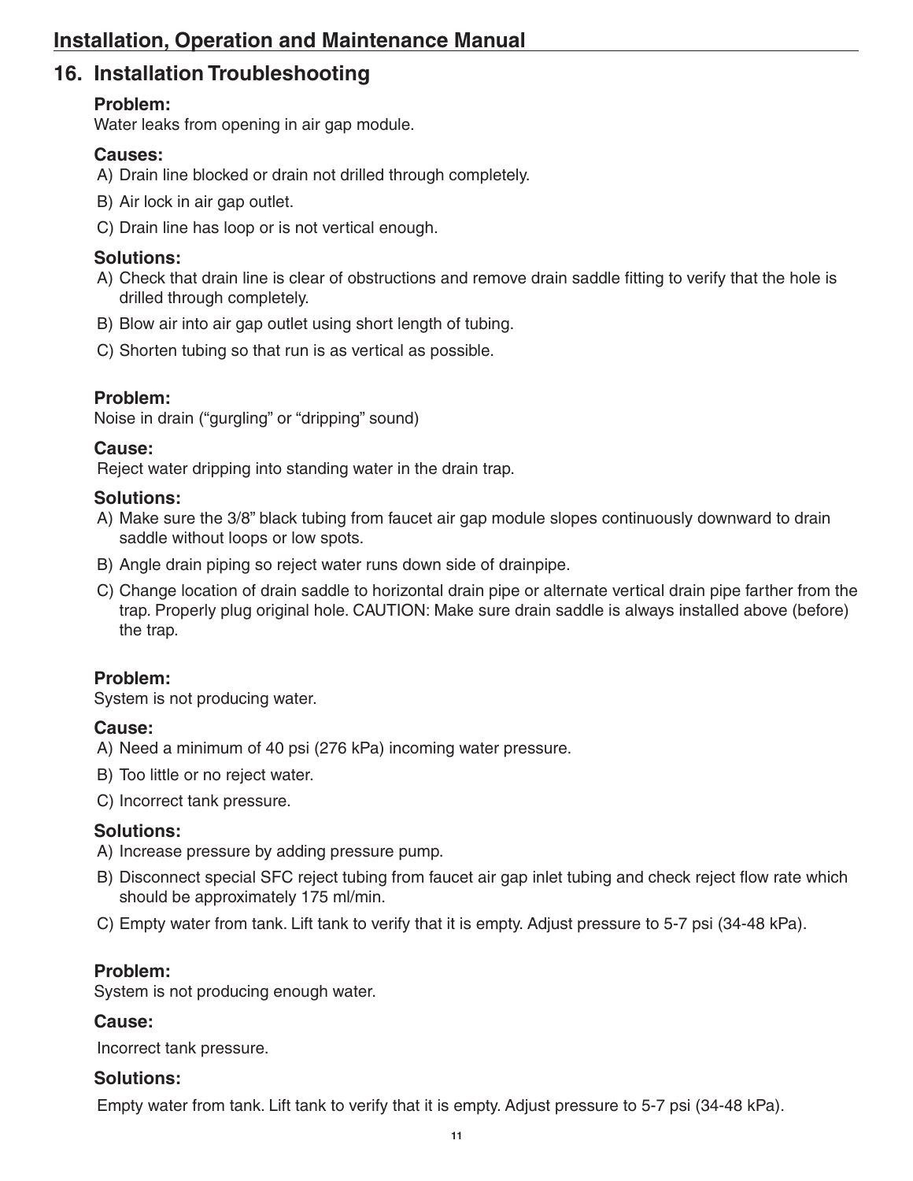## 16. Installation Troubleshooting

**Problem:**
Water leaks from opening in air gap module.

**Causes:**

A) Drain line blocked or drain not drilled through completely.
B) Air lock in air gap outlet.
C) Drain line has loop or is not vertical enough.

**Solutions:**

A) Check that drain line is clear of obstructions and remove drain saddle fitting to verify that the hole is drilled through completely.
B) Blow air into air gap outlet using short length of tubing.
C) Shorten tubing so that run is as vertical as possible.

**Problem:**
Noise in drain ("gurgling" or "dripping" sound)

**Cause:**
Reject water dripping into standing water in the drain trap.

**Solutions:**

A) Make sure the 3/8" black tubing from faucet air gap module slopes continuously downward to drain saddle without loops or low spots.
B) Angle drain piping so reject water runs down side of drainpipe.
C) Change location of drain saddle to horizontal drain pipe or alternate vertical drain pipe farther from the trap. Properly plug original hole. CAUTION: Make sure drain saddle is always installed above (before) the trap.

**Problem:**
System is not producing water.

**Cause:**

A) Need a minimum of 40 psi (276 kPa) incoming water pressure.
B) Too little or no reject water.
C) Incorrect tank pressure.

**Solutions:**

A) Increase pressure by adding pressure pump.
B) Disconnect special SFC reject tubing from faucet air gap inlet tubing and check reject flow rate which should be approximately 175 ml/min.
C) Empty water from tank. Lift tank to verify that it is empty. Adjust pressure to 5-7 psi (34-48 kPa).

**Problem:**
System is not producing enough water.

**Cause:**
Incorrect tank pressure.

**Solutions:**
Empty water from tank. Lift tank to verify that it is empty. Adjust pressure to 5-7 psi (34-48 kPa).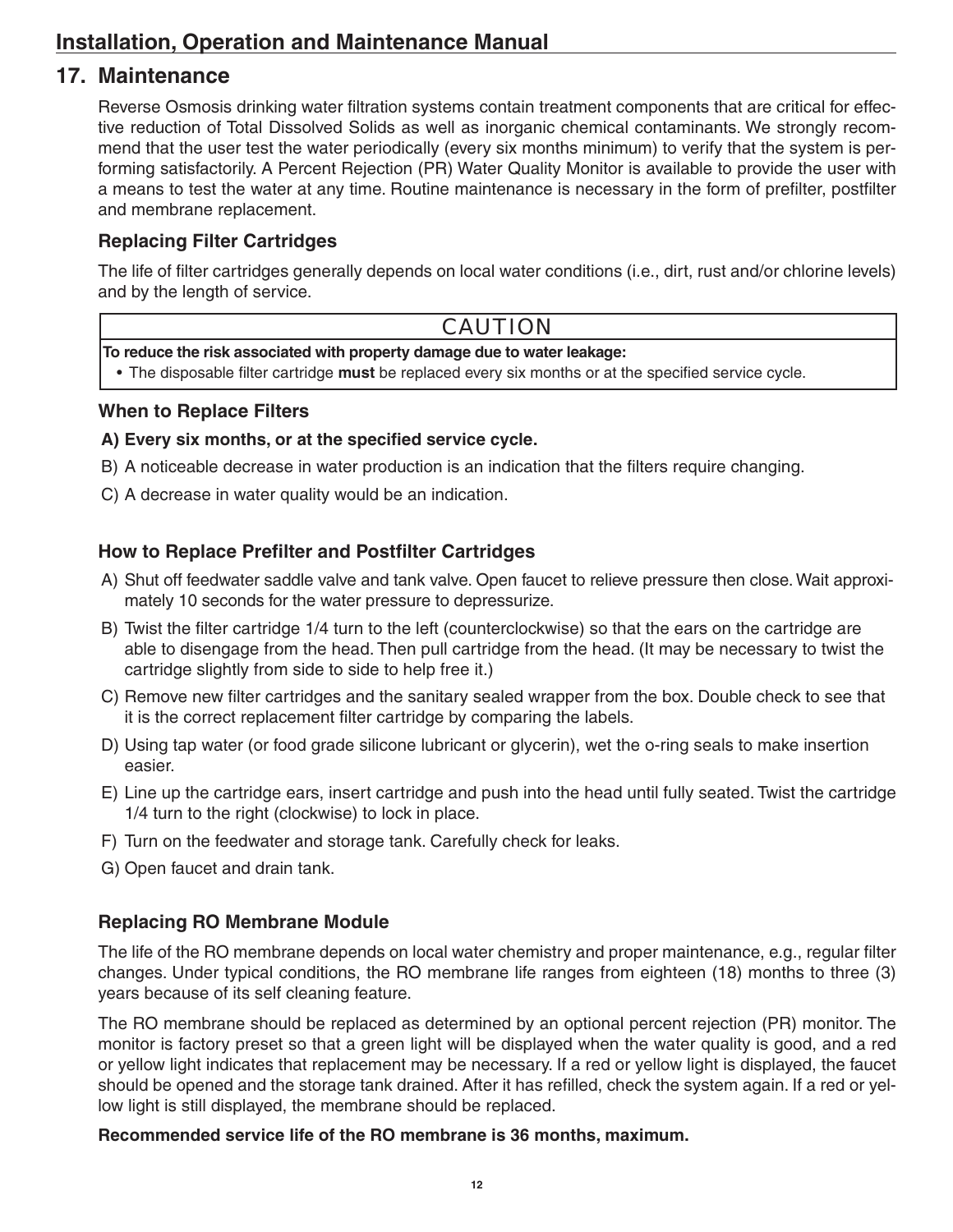## 17. Maintenance

Reverse Osmosis drinking water filtration systems contain treatment components that are critical for effective reduction of Total Dissolved Solids as well as inorganic chemical contaminants. We strongly recommend that the user test the water periodically (every six months minimum) to verify that the system is performing satisfactorily. A Percent Rejection (PR) Water Quality Monitor is available to provide the user with a means to test the water at any time. Routine maintenance is necessary in the form of prefilter, postfilter and membrane replacement.

### Replacing Filter Cartridges

The life of filter cartridges generally depends on local water conditions (i.e., dirt, rust and/or chlorine levels) and by the length of service.

> **CAUTION**
>
> **To reduce the risk associated with property damage due to water leakage:**
>
> - The disposable filter cartridge **must** be replaced every six months or at the specified service cycle.

### When to Replace Filters

**A) Every six months, or at the specified service cycle.**

B) A noticeable decrease in water production is an indication that the filters require changing.

C) A decrease in water quality would be an indication.

### How to Replace Prefilter and Postfilter Cartridges

A) Shut off feedwater saddle valve and tank valve. Open faucet to relieve pressure then close. Wait approximately 10 seconds for the water pressure to depressurize.

B) Twist the filter cartridge 1/4 turn to the left (counterclockwise) so that the ears on the cartridge are able to disengage from the head. Then pull cartridge from the head. (It may be necessary to twist the cartridge slightly from side to side to help free it.)

C) Remove new filter cartridges and the sanitary sealed wrapper from the box. Double check to see that it is the correct replacement filter cartridge by comparing the labels.

D) Using tap water (or food grade silicone lubricant or glycerin), wet the o-ring seals to make insertion easier.

E) Line up the cartridge ears, insert cartridge and push into the head until fully seated. Twist the cartridge 1/4 turn to the right (clockwise) to lock in place.

F) Turn on the feedwater and storage tank. Carefully check for leaks.

G) Open faucet and drain tank.

### Replacing RO Membrane Module

The life of the RO membrane depends on local water chemistry and proper maintenance, e.g., regular filter changes. Under typical conditions, the RO membrane life ranges from eighteen (18) months to three (3) years because of its self cleaning feature.

The RO membrane should be replaced as determined by an optional percent rejection (PR) monitor. The monitor is factory preset so that a green light will be displayed when the water quality is good, and a red or yellow light indicates that replacement may be necessary. If a red or yellow light is displayed, the faucet should be opened and the storage tank drained. After it has refilled, check the system again. If a red or yellow light is still displayed, the membrane should be replaced.

**Recommended service life of the RO membrane is 36 months, maximum.**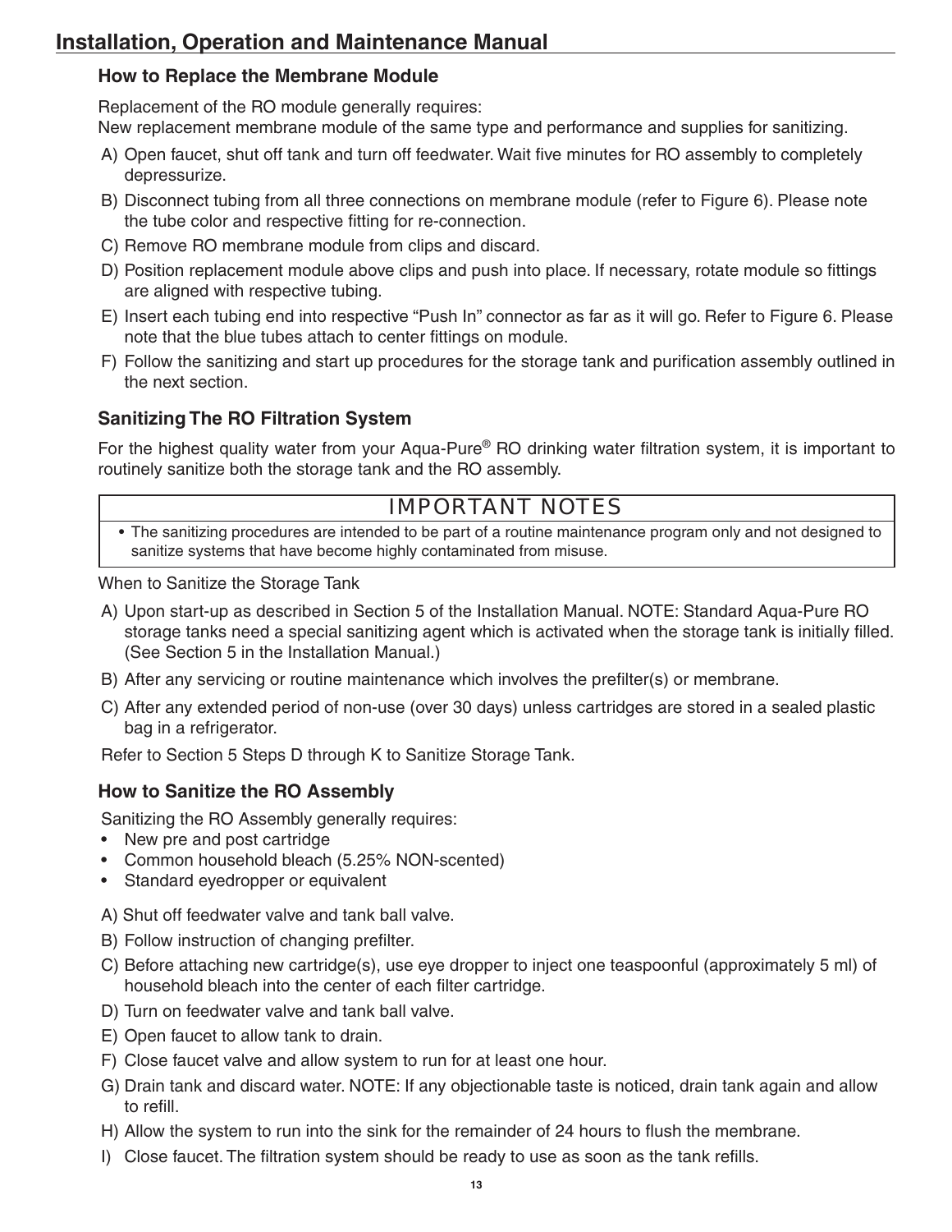## How to Replace the Membrane Module

Replacement of the RO module generally requires:
New replacement membrane module of the same type and performance and supplies for sanitizing.

A) Open faucet, shut off tank and turn off feedwater. Wait five minutes for RO assembly to completely depressurize.
B) Disconnect tubing from all three connections on membrane module (refer to Figure 6). Please note the tube color and respective fitting for re-connection.
C) Remove RO membrane module from clips and discard.
D) Position replacement module above clips and push into place. If necessary, rotate module so fittings are aligned with respective tubing.
E) Insert each tubing end into respective "Push In" connector as far as it will go. Refer to Figure 6. Please note that the blue tubes attach to center fittings on module.
F) Follow the sanitizing and start up procedures for the storage tank and purification assembly outlined in the next section.

## Sanitizing The RO Filtration System

For the highest quality water from your Aqua-Pure® RO drinking water filtration system, it is important to routinely sanitize both the storage tank and the RO assembly.

| IMPORTANT NOTES |
|---|
| • The sanitizing procedures are intended to be part of a routine maintenance program only and not designed to sanitize systems that have become highly contaminated from misuse. |

When to Sanitize the Storage Tank

A) Upon start-up as described in Section 5 of the Installation Manual. NOTE: Standard Aqua-Pure RO storage tanks need a special sanitizing agent which is activated when the storage tank is initially filled. (See Section 5 in the Installation Manual.)
B) After any servicing or routine maintenance which involves the prefilter(s) or membrane.
C) After any extended period of non-use (over 30 days) unless cartridges are stored in a sealed plastic bag in a refrigerator.

Refer to Section 5 Steps D through K to Sanitize Storage Tank.

## How to Sanitize the RO Assembly

Sanitizing the RO Assembly generally requires:

- New pre and post cartridge
- Common household bleach (5.25% NON-scented)
- Standard eyedropper or equivalent

A) Shut off feedwater valve and tank ball valve.
B) Follow instruction of changing prefilter.
C) Before attaching new cartridge(s), use eye dropper to inject one teaspoonful (approximately 5 ml) of household bleach into the center of each filter cartridge.
D) Turn on feedwater valve and tank ball valve.
E) Open faucet to allow tank to drain.
F) Close faucet valve and allow system to run for at least one hour.
G) Drain tank and discard water. NOTE: If any objectionable taste is noticed, drain tank again and allow to refill.
H) Allow the system to run into the sink for the remainder of 24 hours to flush the membrane.
I) Close faucet. The filtration system should be ready to use as soon as the tank refills.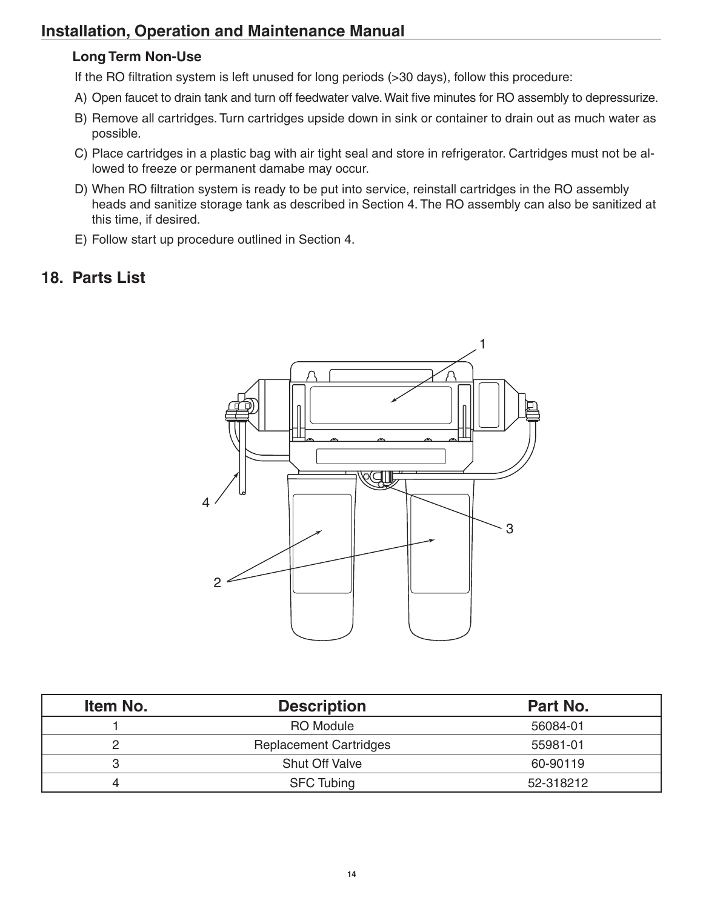### Long Term Non-Use

If the RO filtration system is left unused for long periods (>30 days), follow this procedure:

A) Open faucet to drain tank and turn off feedwater valve. Wait five minutes for RO assembly to depressurize.

B) Remove all cartridges. Turn cartridges upside down in sink or container to drain out as much water as possible.

C) Place cartridges in a plastic bag with air tight seal and store in refrigerator. Cartridges must not be allowed to freeze or permanent damabe may occur.

D) When RO filtration system is ready to be put into service, reinstall cartridges in the RO assembly heads and sanitize storage tank as described in Section 4. The RO assembly can also be sanitized at this time, if desired.

E) Follow start up procedure outlined in Section 4.

## 18. Parts List

| Item No. | Description | Part No. |
|---|---|---|
| 1 | RO Module | 56084-01 |
| 2 | Replacement Cartridges | 55981-01 |
| 3 | Shut Off Valve | 60-90119 |
| 4 | SFC Tubing | 52-318212 |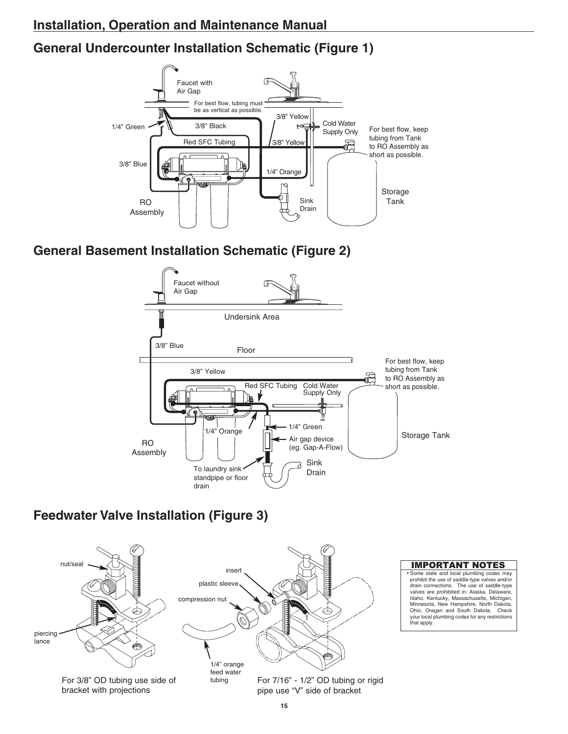## General Undercounter Installation Schematic (Figure 1)

Faucet with Air Gap

For best flow, tubing must be as vertical as possible.

1/4" Green

3/8" Black

3/8" Yellow

Cold Water Supply Only

For best flow, keep tubing from Tank to RO Assembly as short as possible.

Red SFC Tubing

3/8" Yellow

3/8" Blue

1/4" Orange

Storage Tank

RO Assembly

Sink Drain

## General Basement Installation Schematic (Figure 2)

Faucet without Air Gap

Undersink Area

3/8" Blue

Floor

For best flow, keep tubing from Tank to RO Assembly as short as possible.

3/8" Yellow

Red SFC Tubing

Cold Water Supply Only

1/4" Green

1/4" Orange

Storage Tank

RO Assembly

Air gap device (eg. Gap-A-Flow)

Sink Drain

To laundry sink standpipe or floor drain

## Feedwater Valve Installation (Figure 3)

nut/seal

piercing lance

insert

plastic sleeve

compression nut

1/4" orange feed water tubing

For 3/8" OD tubing use side of bracket with projections

For 7/16" - 1/2" OD tubing or rigid pipe use "V" side of bracket

**IMPORTANT NOTES**

- Some state and local plumbing codes may prohibit the use of saddle-type valves and/or drain connections. The use of saddle-type valves are prohibited in: Alaska, Delaware, Idaho, Kentucky, Massachusetts, Michigan, Minnesota, New Hampshire, North Dakota, Ohio, Oregan and South Dakota. Check your local plumbing codes for any restrictions that apply.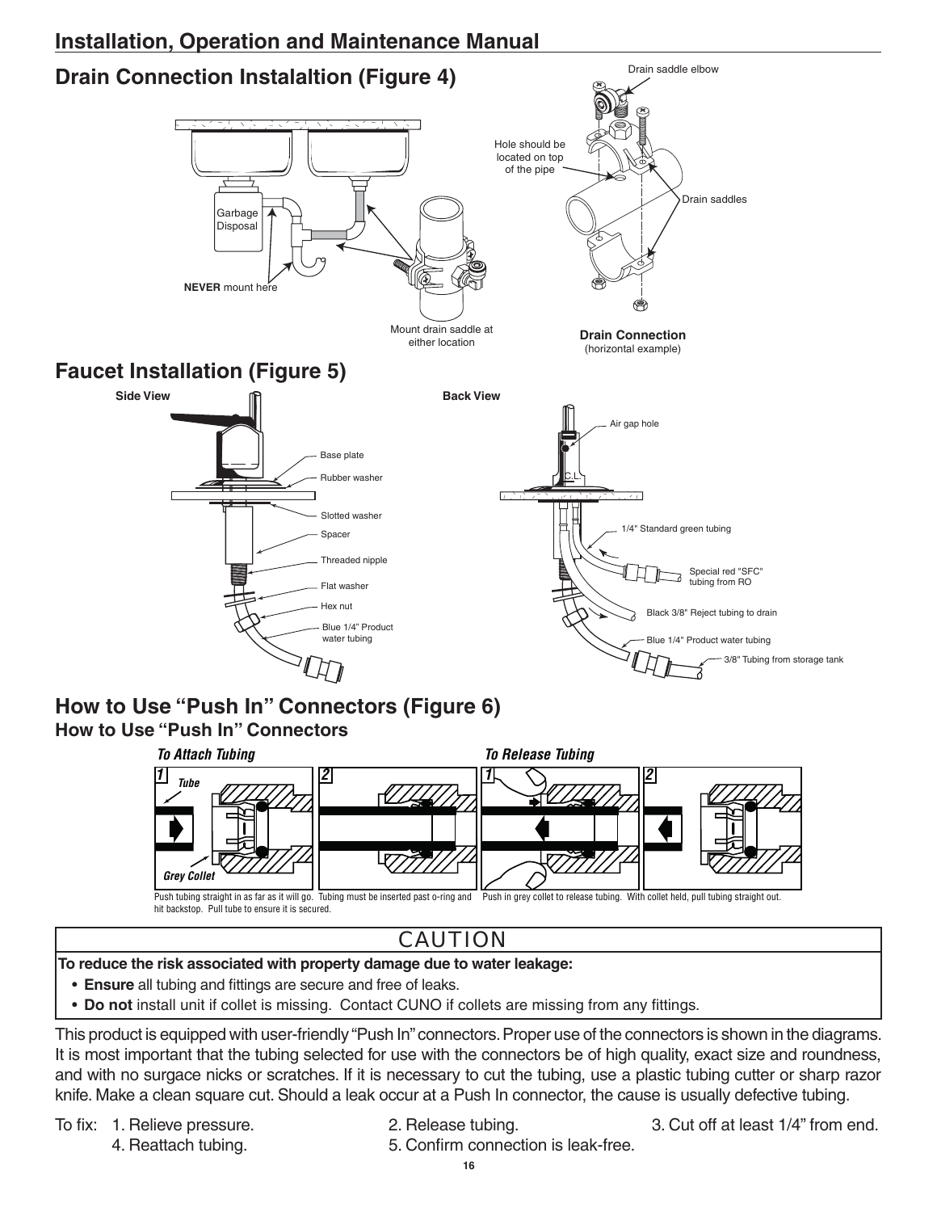## Drain Connection Instalaltion (Figure 4)

Drain saddle elbow

Hole should be located on top of the pipe

Drain saddles

Garbage Disposal

**NEVER** mount here

Mount drain saddle at either location

**Drain Connection**
(horizontal example)

## Faucet Installation (Figure 5)

**Side View**

Base plate

Rubber washer

Slotted washer

Spacer

Threaded nipple

Flat washer

Hex nut

Blue 1/4" Product water tubing

**Back View**

Air gap hole

1/4" Standard green tubing

Special red "SFC" tubing from RO

Black 3/8" Reject tubing to drain

Blue 1/4" Product water tubing

3/8" Tubing from storage tank

## How to Use "Push In" Connectors (Figure 6)

### How to Use "Push In" Connectors

***To Attach Tubing***

*Tube*

*Grey Collet*

Push tubing straight in as far as it will go. Tubing must be inserted past o-ring and hit backstop. Pull tube to ensure it is secured.

***To Release Tubing***

Push in grey collet to release tubing. With collet held, pull tubing straight out.

## CAUTION

**To reduce the risk associated with property damage due to water leakage:**

- **Ensure** all tubing and fittings are secure and free of leaks.
- **Do not** install unit if collet is missing. Contact CUNO if collets are missing from any fittings.

This product is equipped with user-friendly "Push In" connectors. Proper use of the connectors is shown in the diagrams. It is most important that the tubing selected for use with the connectors be of high quality, exact size and roundness, and with no surgace nicks or scratches. If it is necessary to cut the tubing, use a plastic tubing cutter or sharp razor knife. Make a clean square cut. Should a leak occur at a Push In connector, the cause is usually defective tubing.

To fix:
1. Relieve pressure.
2. Release tubing.
3. Cut off at least 1/4" from end.
4. Reattach tubing.
5. Confirm connection is leak-free.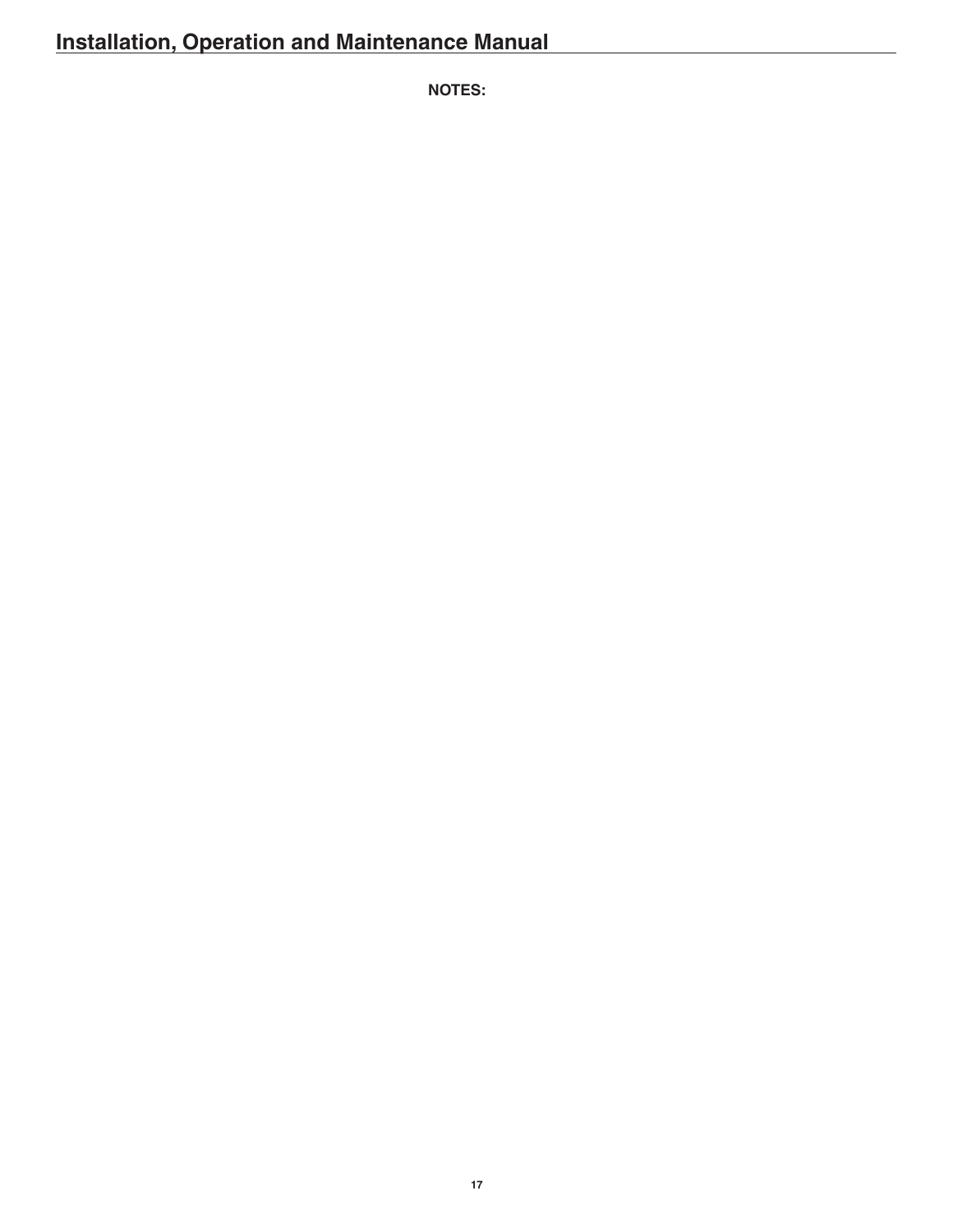**NOTES:**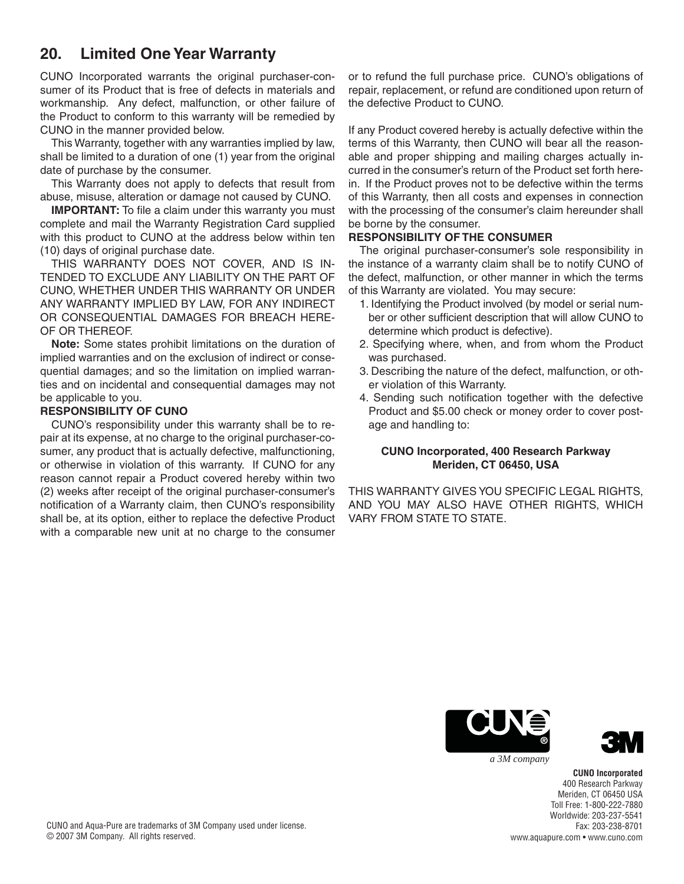## 20. Limited One Year Warranty

CUNO Incorporated warrants the original purchaser-consumer of its Product that is free of defects in materials and workmanship. Any defect, malfunction, or other failure of the Product to conform to this warranty will be remedied by CUNO in the manner provided below.

This Warranty, together with any warranties implied by law, shall be limited to a duration of one (1) year from the original date of purchase by the consumer.

This Warranty does not apply to defects that result from abuse, misuse, alteration or damage not caused by CUNO.

**IMPORTANT:** To file a claim under this warranty you must complete and mail the Warranty Registration Card supplied with this product to CUNO at the address below within ten (10) days of original purchase date.

THIS WARRANTY DOES NOT COVER, AND IS INTENDED TO EXCLUDE ANY LIABILITY ON THE PART OF CUNO, WHETHER UNDER THIS WARRANTY OR UNDER ANY WARRANTY IMPLIED BY LAW, FOR ANY INDIRECT OR CONSEQUENTIAL DAMAGES FOR BREACH HEREOF OR THEREOF.

**Note:** Some states prohibit limitations on the duration of implied warranties and on the exclusion of indirect or consequential damages; and so the limitation on implied warranties and on incidental and consequential damages may not be applicable to you.

**RESPONSIBILITY OF CUNO**

CUNO's responsibility under this warranty shall be to repair at its expense, at no charge to the original purchaser-cosumer, any product that is actually defective, malfunctioning, or otherwise in violation of this warranty. If CUNO for any reason cannot repair a Product covered hereby within two (2) weeks after receipt of the original purchaser-consumer's notification of a Warranty claim, then CUNO's responsibility shall be, at its option, either to replace the defective Product with a comparable new unit at no charge to the consumer or to refund the full purchase price. CUNO's obligations of repair, replacement, or refund are conditioned upon return of the defective Product to CUNO.

If any Product covered hereby is actually defective within the terms of this Warranty, then CUNO will bear all the reasonable and proper shipping and mailing charges actually incurred in the consumer's return of the Product set forth herein. If the Product proves not to be defective within the terms of this Warranty, then all costs and expenses in connection with the processing of the consumer's claim hereunder shall be borne by the consumer.

**RESPONSIBILITY OF THE CONSUMER**

The original purchaser-consumer's sole responsibility in the instance of a warranty claim shall be to notify CUNO of the defect, malfunction, or other manner in which the terms of this Warranty are violated. You may secure:

1. Identifying the Product involved (by model or serial number or other sufficient description that will allow CUNO to determine which product is defective).
2. Specifying where, when, and from whom the Product was purchased.
3. Describing the nature of the defect, malfunction, or other violation of this Warranty.
4. Sending such notification together with the defective Product and $5.00 check or money order to cover postage and handling to:

**CUNO Incorporated, 400 Research Parkway**
**Meriden, CT 06450, USA**

THIS WARRANTY GIVES YOU SPECIFIC LEGAL RIGHTS, AND YOU MAY ALSO HAVE OTHER RIGHTS, WHICH VARY FROM STATE TO STATE.

CUNO ®
*a 3M company*

3M

**CUNO Incorporated**
400 Research Parkway
Meriden, CT 06450 USA
Toll Free: 1-800-222-7880
Worldwide: 203-237-5541
Fax: 203-238-8701
www.aquapure.com • www.cuno.com

CUNO and Aqua-Pure are trademarks of 3M Company used under license.
© 2007 3M Company. All rights reserved.